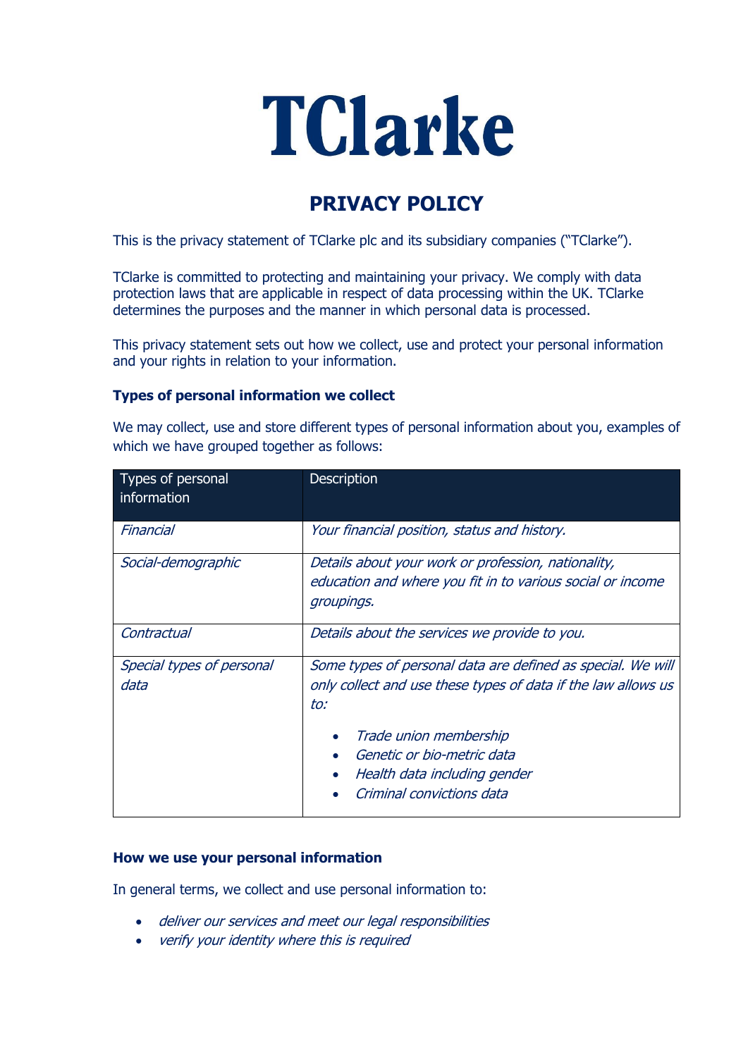# TClarke

## PRIVACY POLICY

This is the privacy statement of TClarke plc and its subsidiary companies ("TClarke").

TClarke is committed to protecting and maintaining your privacy. We comply with data protection laws that are applicable in respect of data processing within the UK. TClarke determines the purposes and the manner in which personal data is processed.

This privacy statement sets out how we collect, use and protect your personal information and your rights in relation to your information.

### Types of personal information we collect

We may collect, use and store different types of personal information about you, examples of which we have grouped together as follows:

| Types of personal information | Description |
|---|---|
| *Financial* | *Your financial position, status and history.* |
| *Social-demographic* | *Details about your work or profession, nationality, education and where you fit in to various social or income groupings.* |
| *Contractual* | *Details about the services we provide to you.* |
| *Special types of personal data* | *Some types of personal data are defined as special. We will only collect and use these types of data if the law allows us to:*<br>• *Trade union membership*<br>• *Genetic or bio-metric data*<br>• *Health data including gender*<br>• *Criminal convictions data* |

### How we use your personal information

In general terms, we collect and use personal information to:

- *deliver our services and meet our legal responsibilities*
- *verify your identity where this is required*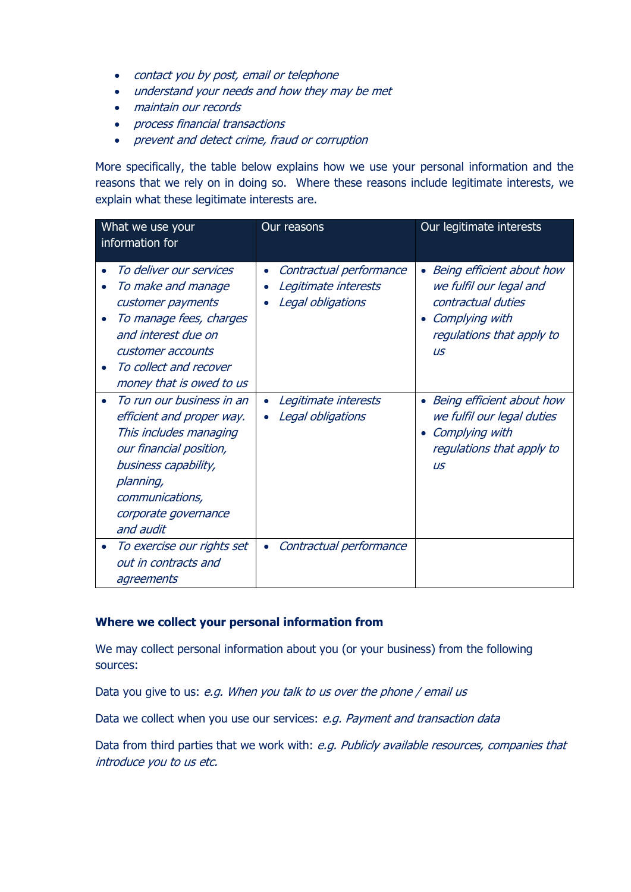- *contact you by post, email or telephone*
- *understand your needs and how they may be met*
- *maintain our records*
- *process financial transactions*
- *prevent and detect crime, fraud or corruption*

More specifically, the table below explains how we use your personal information and the reasons that we rely on in doing so. Where these reasons include legitimate interests, we explain what these legitimate interests are.

| What we use your information for | Our reasons | Our legitimate interests |
| --- | --- | --- |
| • *To deliver our services*<br>• *To make and manage customer payments*<br>• *To manage fees, charges and interest due on customer accounts*<br>• *To collect and recover money that is owed to us* | • *Contractual performance*<br>• *Legitimate interests*<br>• *Legal obligations* | • *Being efficient about how we fulfil our legal and contractual duties*<br>• *Complying with regulations that apply to us* |
| • *To run our business in an efficient and proper way. This includes managing our financial position, business capability, planning, communications, corporate governance and audit* | • *Legitimate interests*<br>• *Legal obligations* | • *Being efficient about how we fulfil our legal duties*<br>• *Complying with regulations that apply to us* |
| • *To exercise our rights set out in contracts and agreements* | • *Contractual performance* | |

### Where we collect your personal information from

We may collect personal information about you (or your business) from the following sources:

Data you give to us: *e.g. When you talk to us over the phone / email us*

Data we collect when you use our services: *e.g. Payment and transaction data*

Data from third parties that we work with: *e.g. Publicly available resources, companies that introduce you to us etc.*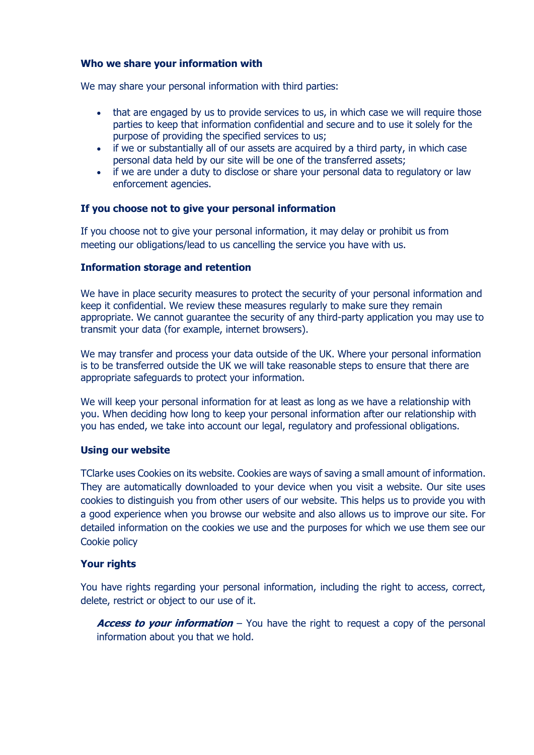**Who we share your information with**

We may share your personal information with third parties:

- that are engaged by us to provide services to us, in which case we will require those parties to keep that information confidential and secure and to use it solely for the purpose of providing the specified services to us;
- if we or substantially all of our assets are acquired by a third party, in which case personal data held by our site will be one of the transferred assets;
- if we are under a duty to disclose or share your personal data to regulatory or law enforcement agencies.

**If you choose not to give your personal information**

If you choose not to give your personal information, it may delay or prohibit us from meeting our obligations/lead to us cancelling the service you have with us.

**Information storage and retention**

We have in place security measures to protect the security of your personal information and keep it confidential. We review these measures regularly to make sure they remain appropriate. We cannot guarantee the security of any third-party application you may use to transmit your data (for example, internet browsers).

We may transfer and process your data outside of the UK. Where your personal information is to be transferred outside the UK we will take reasonable steps to ensure that there are appropriate safeguards to protect your information.

We will keep your personal information for at least as long as we have a relationship with you. When deciding how long to keep your personal information after our relationship with you has ended, we take into account our legal, regulatory and professional obligations.

**Using our website**

TClarke uses Cookies on its website. Cookies are ways of saving a small amount of information. They are automatically downloaded to your device when you visit a website. Our site uses cookies to distinguish you from other users of our website. This helps us to provide you with a good experience when you browse our website and also allows us to improve our site. For detailed information on the cookies we use and the purposes for which we use them see our Cookie policy

**Your rights**

You have rights regarding your personal information, including the right to access, correct, delete, restrict or object to our use of it.

> ***Access to your information*** – You have the right to request a copy of the personal information about you that we hold.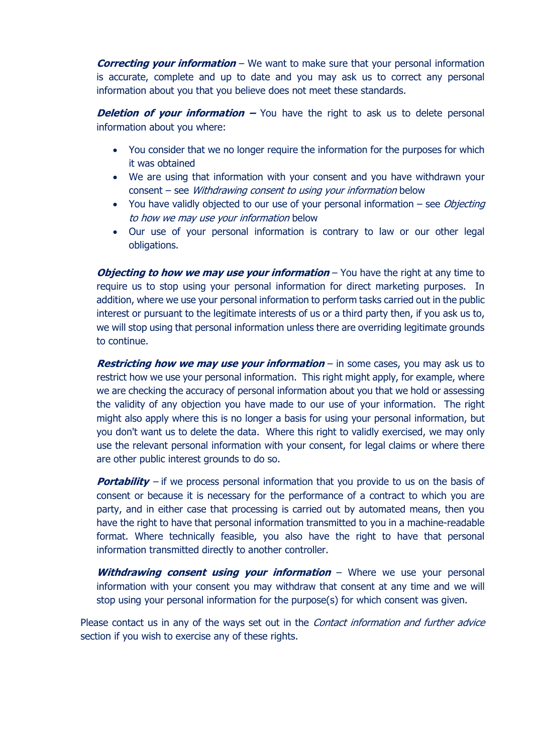***Correcting your information*** – We want to make sure that your personal information is accurate, complete and up to date and you may ask us to correct any personal information about you that you believe does not meet these standards.

***Deletion of your information –*** You have the right to ask us to delete personal information about you where:

- You consider that we no longer require the information for the purposes for which it was obtained
- We are using that information with your consent and you have withdrawn your consent – see *Withdrawing consent to using your information* below
- You have validly objected to our use of your personal information – see *Objecting to how we may use your information* below
- Our use of your personal information is contrary to law or our other legal obligations.

***Objecting to how we may use your information*** – You have the right at any time to require us to stop using your personal information for direct marketing purposes. In addition, where we use your personal information to perform tasks carried out in the public interest or pursuant to the legitimate interests of us or a third party then, if you ask us to, we will stop using that personal information unless there are overriding legitimate grounds to continue.

***Restricting how we may use your information*** – in some cases, you may ask us to restrict how we use your personal information. This right might apply, for example, where we are checking the accuracy of personal information about you that we hold or assessing the validity of any objection you have made to our use of your information. The right might also apply where this is no longer a basis for using your personal information, but you don't want us to delete the data. Where this right to validly exercised, we may only use the relevant personal information with your consent, for legal claims or where there are other public interest grounds to do so.

***Portability*** – if we process personal information that you provide to us on the basis of consent or because it is necessary for the performance of a contract to which you are party, and in either case that processing is carried out by automated means, then you have the right to have that personal information transmitted to you in a machine-readable format. Where technically feasible, you also have the right to have that personal information transmitted directly to another controller.

***Withdrawing consent using your information*** – Where we use your personal information with your consent you may withdraw that consent at any time and we will stop using your personal information for the purpose(s) for which consent was given.

Please contact us in any of the ways set out in the *Contact information and further advice* section if you wish to exercise any of these rights.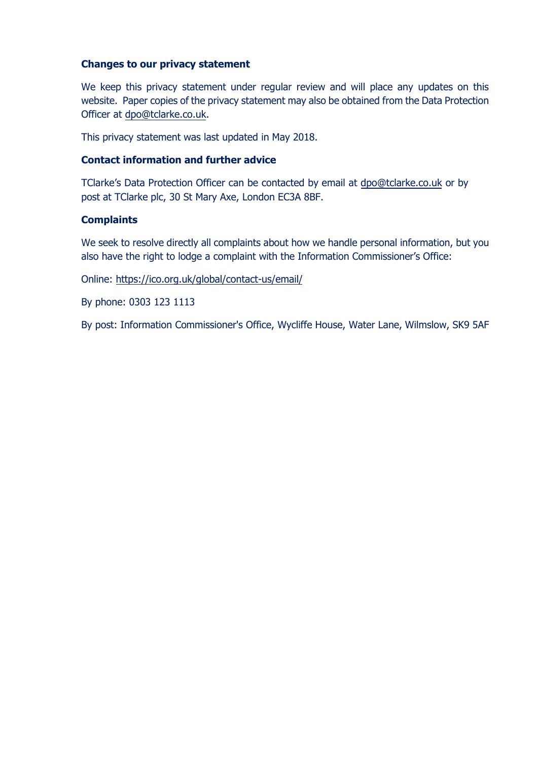**Changes to our privacy statement**

We keep this privacy statement under regular review and will place any updates on this website. Paper copies of the privacy statement may also be obtained from the Data Protection Officer at dpo@tclarke.co.uk.

This privacy statement was last updated in May 2018.

**Contact information and further advice**

TClarke's Data Protection Officer can be contacted by email at dpo@tclarke.co.uk or by post at TClarke plc, 30 St Mary Axe, London EC3A 8BF.

**Complaints**

We seek to resolve directly all complaints about how we handle personal information, but you also have the right to lodge a complaint with the Information Commissioner's Office:

Online: https://ico.org.uk/global/contact-us/email/

By phone: 0303 123 1113

By post: Information Commissioner's Office, Wycliffe House, Water Lane, Wilmslow, SK9 5AF